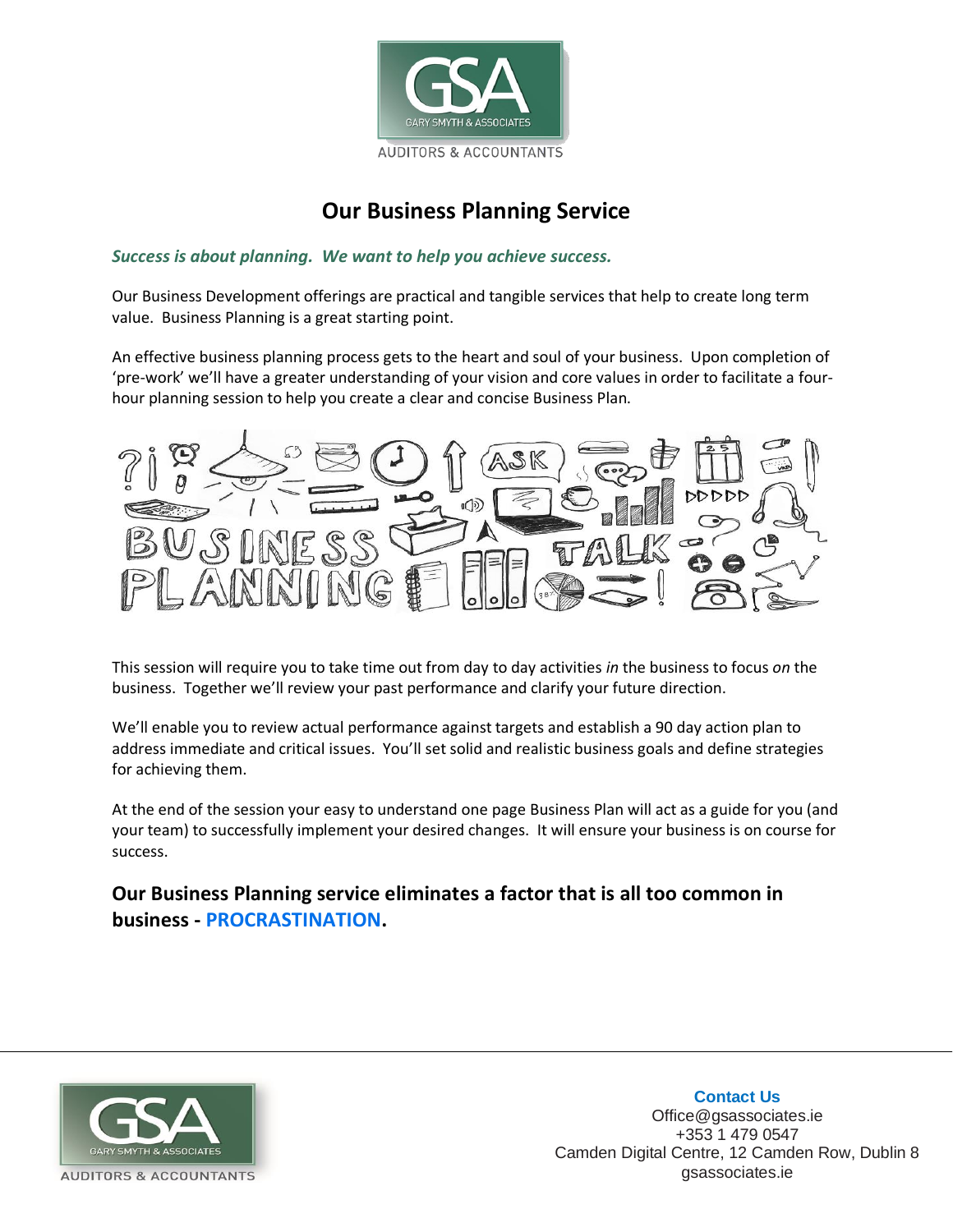GARY SMYTH & ASSOCIATES

AUDITORS & ACCOUNTANTS

# Our Business Planning Service

***Success is about planning. We want to help you achieve success.***

Our Business Development offerings are practical and tangible services that help to create long term value. Business Planning is a great starting point.

An effective business planning process gets to the heart and soul of your business. Upon completion of 'pre-work' we'll have a greater understanding of your vision and core values in order to facilitate a four-hour planning session to help you create a clear and concise Business Plan.

This session will require you to take time out from day to day activities *in* the business to focus *on* the business. Together we'll review your past performance and clarify your future direction.

We'll enable you to review actual performance against targets and establish a 90 day action plan to address immediate and critical issues. You'll set solid and realistic business goals and define strategies for achieving them.

At the end of the session your easy to understand one page Business Plan will act as a guide for you (and your team) to successfully implement your desired changes. It will ensure your business is on course for success.

## Our Business Planning service eliminates a factor that is all too common in business - PROCRASTINATION.

**Contact Us**
Office@gsassociates.ie
+353 1 479 0547
Camden Digital Centre, 12 Camden Row, Dublin 8
gsassociates.ie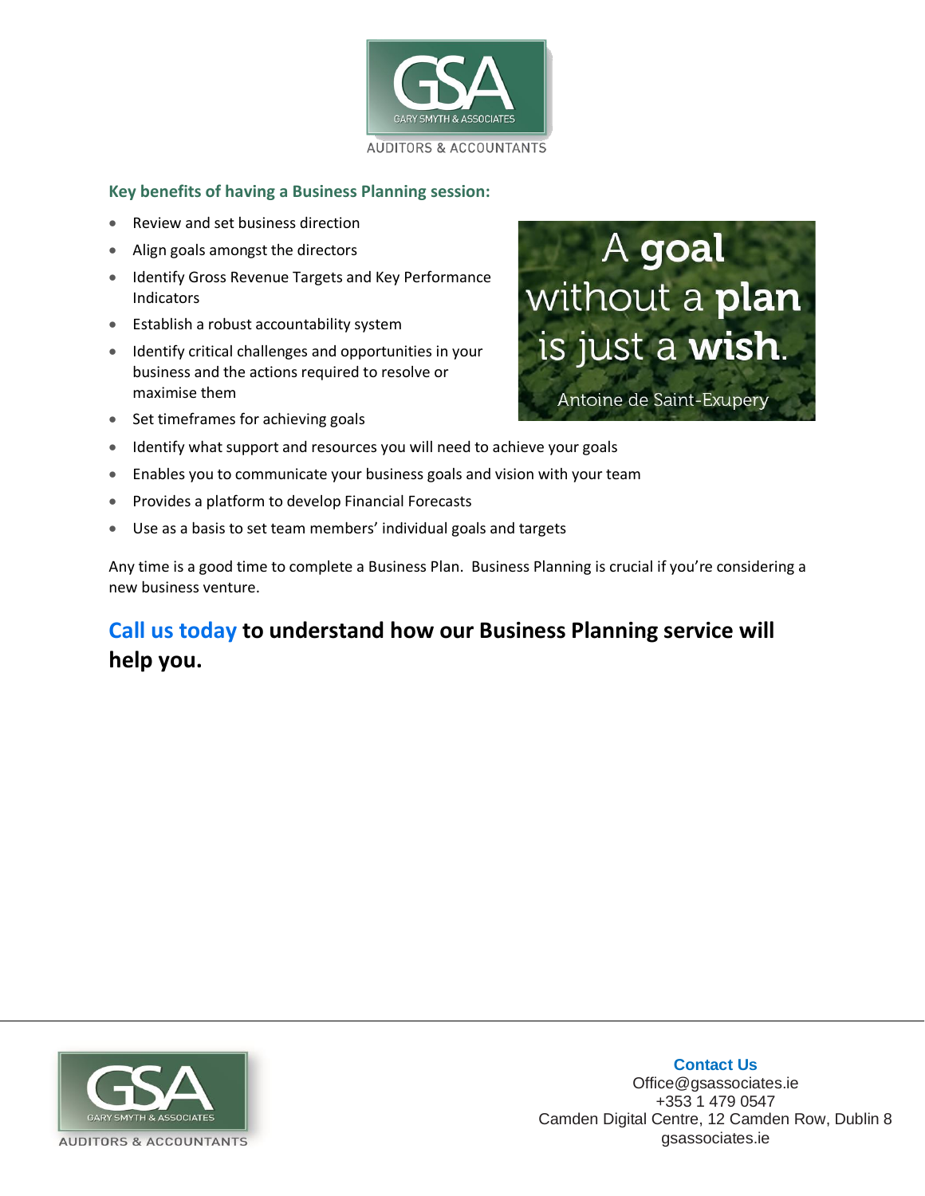GARY SMYTH & ASSOCIATES
AUDITORS & ACCOUNTANTS

### Key benefits of having a Business Planning session:

- Review and set business direction
- Align goals amongst the directors
- Identify Gross Revenue Targets and Key Performance Indicators
- Establish a robust accountability system
- Identify critical challenges and opportunities in your business and the actions required to resolve or maximise them
- Set timeframes for achieving goals
- Identify what support and resources you will need to achieve your goals
- Enables you to communicate your business goals and vision with your team
- Provides a platform to develop Financial Forecasts
- Use as a basis to set team members' individual goals and targets

A **goal** without a **plan** is just a **wish**.

Antoine de Saint-Exupery

Any time is a good time to complete a Business Plan. Business Planning is crucial if you're considering a new business venture.

## Call us today to understand how our Business Planning service will help you.

**Contact Us**
Office@gsassociates.ie
+353 1 479 0547
Camden Digital Centre, 12 Camden Row, Dublin 8
gsassociates.ie